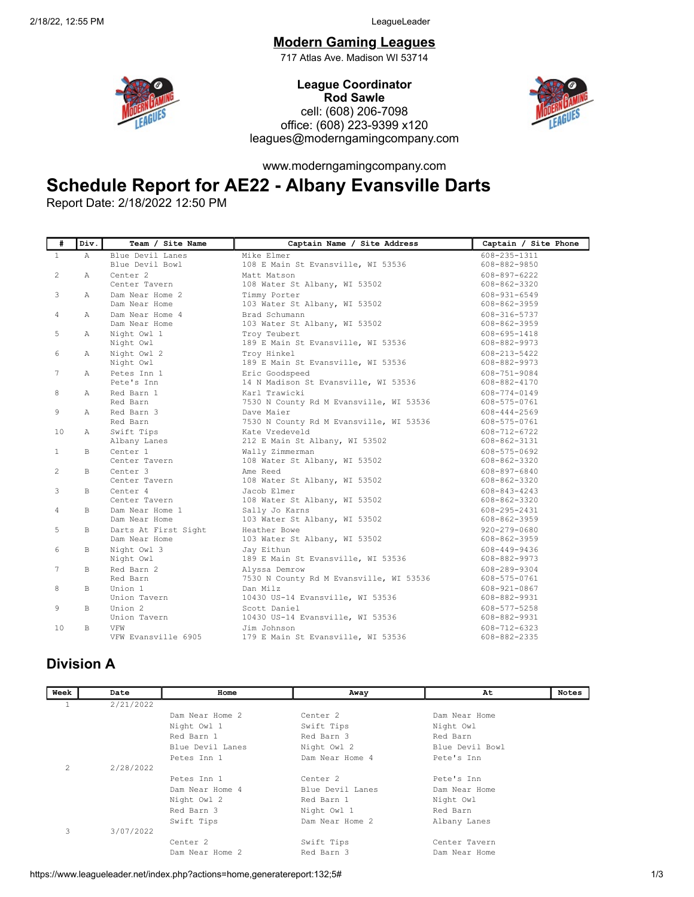## Modern Gaming Leagues

717 Atlas Ave. Madison WI 53714

**League Coordinator**
**Rod Sawle**
cell: (608) 206-7098
office: (608) 223-9399 x120
leagues@moderngamingcompany.com

www.moderngamingcompany.com

# Schedule Report for AE22 - Albany Evansville Darts

Report Date: 2/18/2022 12:50 PM

| # | Div. | Team / Site Name | Captain Name / Site Address | Captain / Site Phone |
|---|---|---|---|---|
| 1 | A | Blue Devil Lanes<br>Blue Devil Bowl | Mike Elmer<br>108 E Main St Evansville, WI 53536 | 608-235-1311<br>608-882-9850 |
| 2 | A | Center 2<br>Center Tavern | Matt Matson<br>108 Water St Albany, WI 53502 | 608-897-6222<br>608-862-3320 |
| 3 | A | Dam Near Home 2<br>Dam Near Home | Timmy Porter<br>103 Water St Albany, WI 53502 | 608-931-6549<br>608-862-3959 |
| 4 | A | Dam Near Home 4<br>Dam Near Home | Brad Schumann<br>103 Water St Albany, WI 53502 | 608-316-5737<br>608-862-3959 |
| 5 | A | Night Owl 1<br>Night Owl | Troy Teubert<br>189 E Main St Evansville, WI 53536 | 608-695-1418<br>608-882-9973 |
| 6 | A | Night Owl 2<br>Night Owl | Troy Hinkel<br>189 E Main St Evansville, WI 53536 | 608-213-5422<br>608-882-9973 |
| 7 | A | Petes Inn 1<br>Pete's Inn | Eric Goodspeed<br>14 N Madison St Evansville, WI 53536 | 608-751-9084<br>608-882-4170 |
| 8 | A | Red Barn 1<br>Red Barn | Karl Trawicki<br>7530 N County Rd M Evansville, WI 53536 | 608-774-0149<br>608-575-0761 |
| 9 | A | Red Barn 3<br>Red Barn | Dave Maier<br>7530 N County Rd M Evansville, WI 53536 | 608-444-2569<br>608-575-0761 |
| 10 | A | Swift Tips<br>Albany Lanes | Kate Vredeveld<br>212 E Main St Albany, WI 53502 | 608-712-6722<br>608-862-3131 |
| 1 | B | Center 1<br>Center Tavern | Wally Zimmerman<br>108 Water St Albany, WI 53502 | 608-575-0692<br>608-862-3320 |
| 2 | B | Center 3<br>Center Tavern | Ame Reed<br>108 Water St Albany, WI 53502 | 608-897-6840<br>608-862-3320 |
| 3 | B | Center 4<br>Center Tavern | Jacob Elmer<br>108 Water St Albany, WI 53502 | 608-843-4243<br>608-862-3320 |
| 4 | B | Dam Near Home 1<br>Dam Near Home | Sally Jo Karns<br>103 Water St Albany, WI 53502 | 608-295-2431<br>608-862-3959 |
| 5 | B | Darts At First Sight<br>Dam Near Home | Heather Bowe<br>103 Water St Albany, WI 53502 | 920-279-0680<br>608-862-3959 |
| 6 | B | Night Owl 3<br>Night Owl | Jay Eithun<br>189 E Main St Evansville, WI 53536 | 608-449-9436<br>608-882-9973 |
| 7 | B | Red Barn 2<br>Red Barn | Alyssa Demrow<br>7530 N County Rd M Evansville, WI 53536 | 608-289-9304<br>608-575-0761 |
| 8 | B | Union 1<br>Union Tavern | Dan Milz<br>10430 US-14 Evansville, WI 53536 | 608-921-0867<br>608-882-9931 |
| 9 | B | Union 2<br>Union Tavern | Scott Daniel<br>10430 US-14 Evansville, WI 53536 | 608-577-5258<br>608-882-9931 |
| 10 | B | VFW<br>VFW Evansville 6905 | Jim Johnson<br>179 E Main St Evansville, WI 53536 | 608-712-6323<br>608-882-2335 |

## Division A

| Week | Date | Home | Away | At | Notes |
|---|---|---|---|---|---|
| 1 | 2/21/2022 | | | | |
| | | Dam Near Home 2 | Center 2 | Dam Near Home | |
| | | Night Owl 1 | Swift Tips | Night Owl | |
| | | Red Barn 1 | Red Barn 3 | Red Barn | |
| | | Blue Devil Lanes | Night Owl 2 | Blue Devil Bowl | |
| | | Petes Inn 1 | Dam Near Home 4 | Pete's Inn | |
| 2 | 2/28/2022 | | | | |
| | | Petes Inn 1 | Center 2 | Pete's Inn | |
| | | Dam Near Home 4 | Blue Devil Lanes | Dam Near Home | |
| | | Night Owl 2 | Red Barn 1 | Night Owl | |
| | | Red Barn 3 | Night Owl 1 | Red Barn | |
| | | Swift Tips | Dam Near Home 2 | Albany Lanes | |
| 3 | 3/07/2022 | | | | |
| | | Center 2 | Swift Tips | Center Tavern | |
| | | Dam Near Home 2 | Red Barn 3 | Dam Near Home | |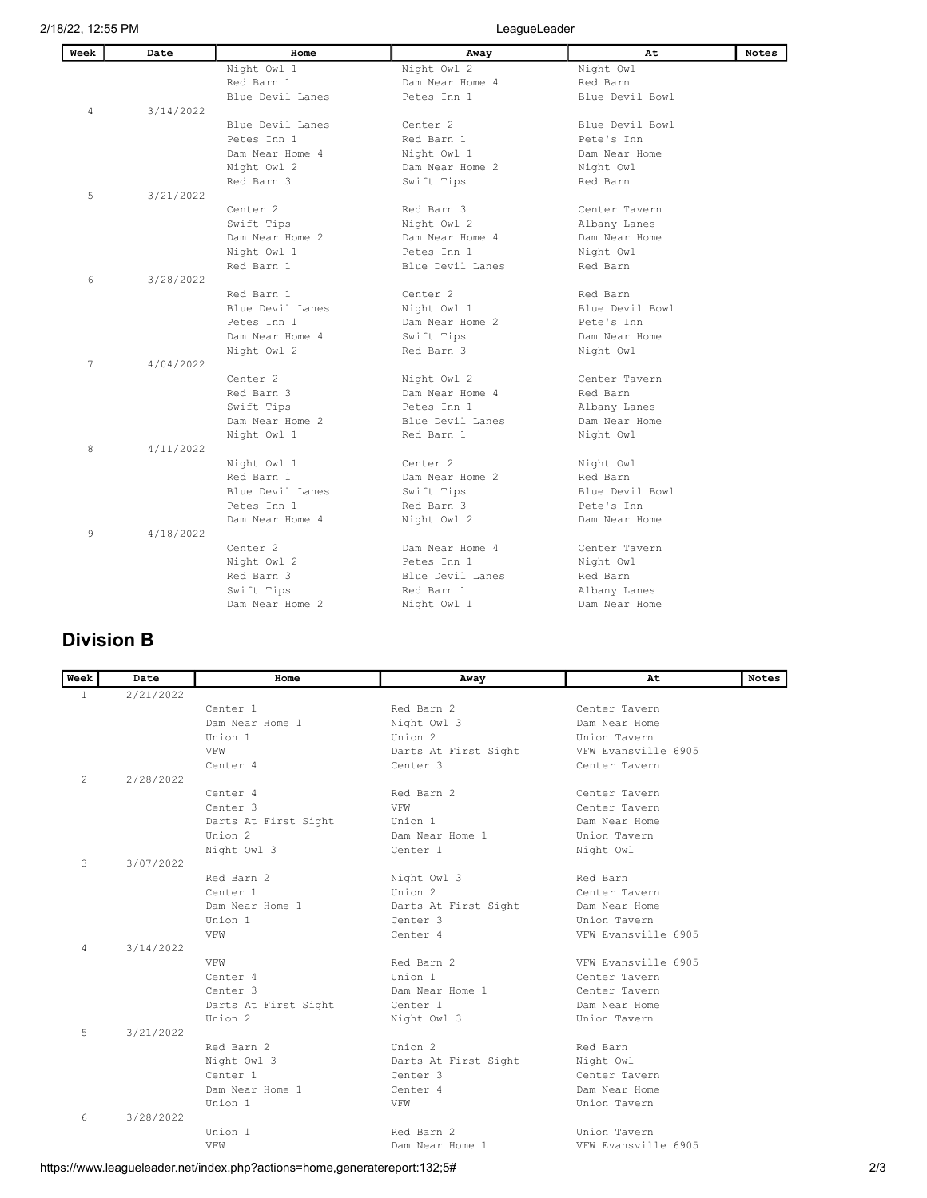| Week | Date | Home | Away | At | Notes |
|---|---|---|---|---|---|
| | | Night Owl 1 | Night Owl 2 | Night Owl | |
| | | Red Barn 1 | Dam Near Home 4 | Red Barn | |
| | | Blue Devil Lanes | Petes Inn 1 | Blue Devil Bowl | |
| 4 | 3/14/2022 | | | | |
| | | Blue Devil Lanes | Center 2 | Blue Devil Bowl | |
| | | Petes Inn 1 | Red Barn 1 | Pete's Inn | |
| | | Dam Near Home 4 | Night Owl 1 | Dam Near Home | |
| | | Night Owl 2 | Dam Near Home 2 | Night Owl | |
| | | Red Barn 3 | Swift Tips | Red Barn | |
| 5 | 3/21/2022 | | | | |
| | | Center 2 | Red Barn 3 | Center Tavern | |
| | | Swift Tips | Night Owl 2 | Albany Lanes | |
| | | Dam Near Home 2 | Dam Near Home 4 | Dam Near Home | |
| | | Night Owl 1 | Petes Inn 1 | Night Owl | |
| | | Red Barn 1 | Blue Devil Lanes | Red Barn | |
| 6 | 3/28/2022 | | | | |
| | | Red Barn 1 | Center 2 | Red Barn | |
| | | Blue Devil Lanes | Night Owl 1 | Blue Devil Bowl | |
| | | Petes Inn 1 | Dam Near Home 2 | Pete's Inn | |
| | | Dam Near Home 4 | Swift Tips | Dam Near Home | |
| | | Night Owl 2 | Red Barn 3 | Night Owl | |
| 7 | 4/04/2022 | | | | |
| | | Center 2 | Night Owl 2 | Center Tavern | |
| | | Red Barn 3 | Dam Near Home 4 | Red Barn | |
| | | Swift Tips | Petes Inn 1 | Albany Lanes | |
| | | Dam Near Home 2 | Blue Devil Lanes | Dam Near Home | |
| | | Night Owl 1 | Red Barn 1 | Night Owl | |
| 8 | 4/11/2022 | | | | |
| | | Night Owl 1 | Center 2 | Night Owl | |
| | | Red Barn 1 | Dam Near Home 2 | Red Barn | |
| | | Blue Devil Lanes | Swift Tips | Blue Devil Bowl | |
| | | Petes Inn 1 | Red Barn 3 | Pete's Inn | |
| | | Dam Near Home 4 | Night Owl 2 | Dam Near Home | |
| 9 | 4/18/2022 | | | | |
| | | Center 2 | Dam Near Home 4 | Center Tavern | |
| | | Night Owl 2 | Petes Inn 1 | Night Owl | |
| | | Red Barn 3 | Blue Devil Lanes | Red Barn | |
| | | Swift Tips | Red Barn 1 | Albany Lanes | |
| | | Dam Near Home 2 | Night Owl 1 | Dam Near Home | |

## Division B

| Week | Date | Home | Away | At | Notes |
|---|---|---|---|---|---|
| 1 | 2/21/2022 | | | | |
| | | Center 1 | Red Barn 2 | Center Tavern | |
| | | Dam Near Home 1 | Night Owl 3 | Dam Near Home | |
| | | Union 1 | Union 2 | Union Tavern | |
| | | VFW | Darts At First Sight | VFW Evansville 6905 | |
| | | Center 4 | Center 3 | Center Tavern | |
| 2 | 2/28/2022 | | | | |
| | | Center 4 | Red Barn 2 | Center Tavern | |
| | | Center 3 | VFW | Center Tavern | |
| | | Darts At First Sight | Union 1 | Dam Near Home | |
| | | Union 2 | Dam Near Home 1 | Union Tavern | |
| | | Night Owl 3 | Center 1 | Night Owl | |
| 3 | 3/07/2022 | | | | |
| | | Red Barn 2 | Night Owl 3 | Red Barn | |
| | | Center 1 | Union 2 | Center Tavern | |
| | | Dam Near Home 1 | Darts At First Sight | Dam Near Home | |
| | | Union 1 | Center 3 | Union Tavern | |
| | | VFW | Center 4 | VFW Evansville 6905 | |
| 4 | 3/14/2022 | | | | |
| | | VFW | Red Barn 2 | VFW Evansville 6905 | |
| | | Center 4 | Union 1 | Center Tavern | |
| | | Center 3 | Dam Near Home 1 | Center Tavern | |
| | | Darts At First Sight | Center 1 | Dam Near Home | |
| | | Union 2 | Night Owl 3 | Union Tavern | |
| 5 | 3/21/2022 | | | | |
| | | Red Barn 2 | Union 2 | Red Barn | |
| | | Night Owl 3 | Darts At First Sight | Night Owl | |
| | | Center 1 | Center 3 | Center Tavern | |
| | | Dam Near Home 1 | Center 4 | Dam Near Home | |
| | | Union 1 | VFW | Union Tavern | |
| 6 | 3/28/2022 | | | | |
| | | Union 1 | Red Barn 2 | Union Tavern | |
| | | VFW | Dam Near Home 1 | VFW Evansville 6905 | |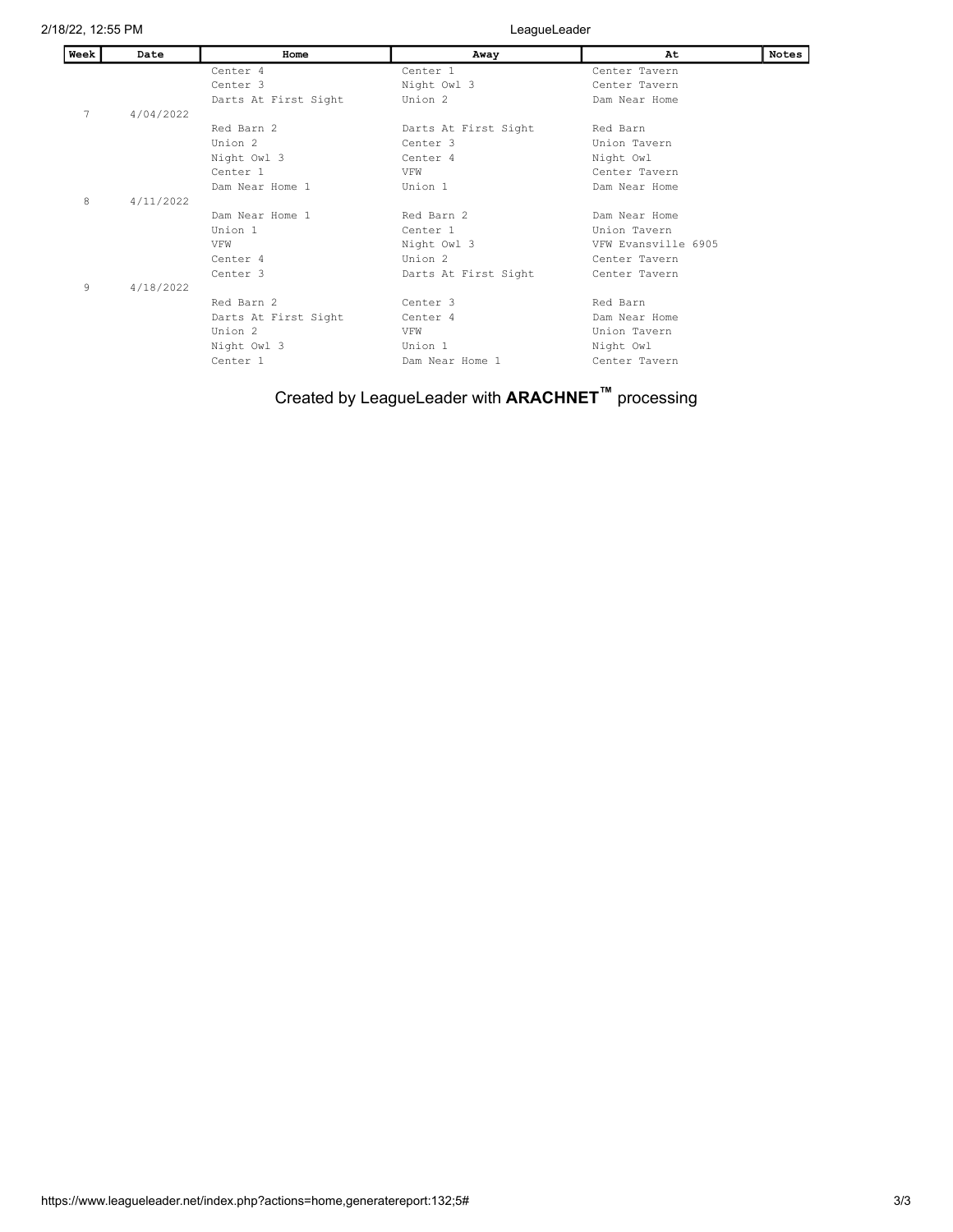| Week | Date | Home | Away | At | Notes |
|---|---|---|---|---|---|
| | | Center 4 | Center 1 | Center Tavern | |
| | | Center 3 | Night Owl 3 | Center Tavern | |
| | | Darts At First Sight | Union 2 | Dam Near Home | |
| 7 | 4/04/2022 | | | | |
| | | Red Barn 2 | Darts At First Sight | Red Barn | |
| | | Union 2 | Center 3 | Union Tavern | |
| | | Night Owl 3 | Center 4 | Night Owl | |
| | | Center 1 | VFW | Center Tavern | |
| | | Dam Near Home 1 | Union 1 | Dam Near Home | |
| 8 | 4/11/2022 | | | | |
| | | Dam Near Home 1 | Red Barn 2 | Dam Near Home | |
| | | Union 1 | Center 1 | Union Tavern | |
| | | VFW | Night Owl 3 | VFW Evansville 6905 | |
| | | Center 4 | Union 2 | Center Tavern | |
| | | Center 3 | Darts At First Sight | Center Tavern | |
| 9 | 4/18/2022 | | | | |
| | | Red Barn 2 | Center 3 | Red Barn | |
| | | Darts At First Sight | Center 4 | Dam Near Home | |
| | | Union 2 | VFW | Union Tavern | |
| | | Night Owl 3 | Union 1 | Night Owl | |
| | | Center 1 | Dam Near Home 1 | Center Tavern | |

Created by LeagueLeader with **ARACHNET™** processing